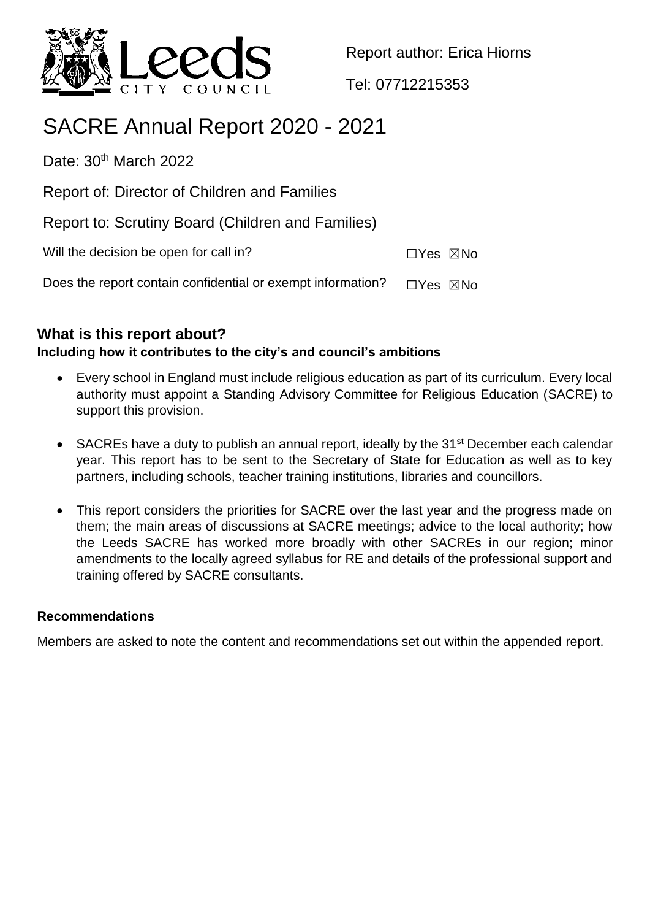Report author: Erica Hiorns

Tel: 07712215353

# SACRE Annual Report 2020 - 2021

Date: 30th March 2022

Report of: Director of Children and Families

Report to: Scrutiny Board (Children and Families)

Will the decision be open for call in? ☐Yes ☒No

Does the report contain confidential or exempt information? ☐Yes ☒No

## What is this report about?

### Including how it contributes to the city's and council's ambitions

- Every school in England must include religious education as part of its curriculum. Every local authority must appoint a Standing Advisory Committee for Religious Education (SACRE) to support this provision.
- SACREs have a duty to publish an annual report, ideally by the 31st December each calendar year. This report has to be sent to the Secretary of State for Education as well as to key partners, including schools, teacher training institutions, libraries and councillors.
- This report considers the priorities for SACRE over the last year and the progress made on them; the main areas of discussions at SACRE meetings; advice to the local authority; how the Leeds SACRE has worked more broadly with other SACREs in our region; minor amendments to the locally agreed syllabus for RE and details of the professional support and training offered by SACRE consultants.

### Recommendations

Members are asked to note the content and recommendations set out within the appended report.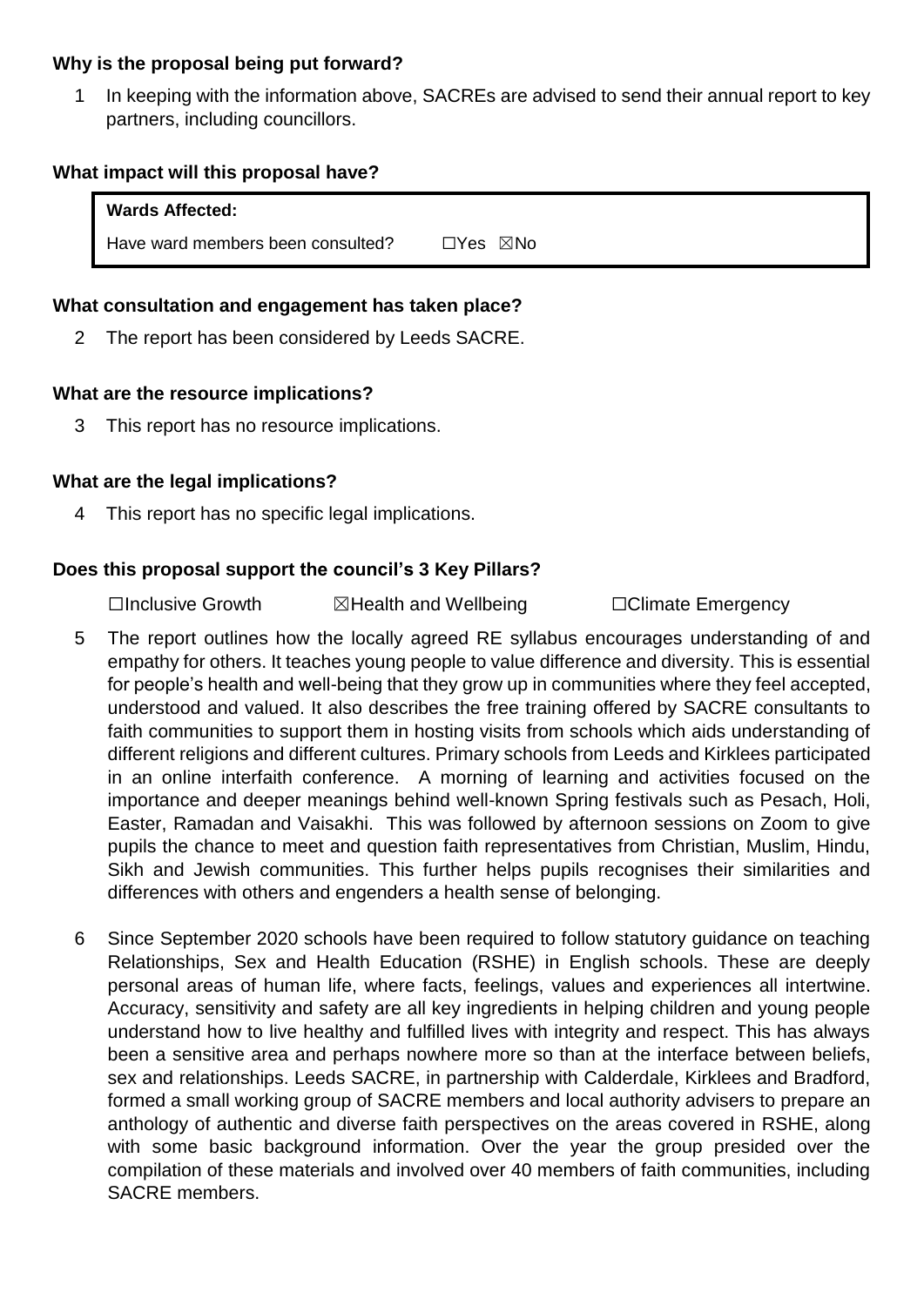**Why is the proposal being put forward?**

1 In keeping with the information above, SACREs are advised to send their annual report to key partners, including councillors.

**What impact will this proposal have?**

| **Wards Affected:** | |
|---|---|
| Have ward members been consulted? | ☐Yes ☒No |

**What consultation and engagement has taken place?**

2 The report has been considered by Leeds SACRE.

**What are the resource implications?**

3 This report has no resource implications.

**What are the legal implications?**

4 This report has no specific legal implications.

**Does this proposal support the council's 3 Key Pillars?**

☐Inclusive Growth ☒Health and Wellbeing ☐Climate Emergency

5 The report outlines how the locally agreed RE syllabus encourages understanding of and empathy for others. It teaches young people to value difference and diversity. This is essential for people's health and well-being that they grow up in communities where they feel accepted, understood and valued. It also describes the free training offered by SACRE consultants to faith communities to support them in hosting visits from schools which aids understanding of different religions and different cultures. Primary schools from Leeds and Kirklees participated in an online interfaith conference. A morning of learning and activities focused on the importance and deeper meanings behind well-known Spring festivals such as Pesach, Holi, Easter, Ramadan and Vaisakhi. This was followed by afternoon sessions on Zoom to give pupils the chance to meet and question faith representatives from Christian, Muslim, Hindu, Sikh and Jewish communities. This further helps pupils recognises their similarities and differences with others and engenders a health sense of belonging.

6 Since September 2020 schools have been required to follow statutory guidance on teaching Relationships, Sex and Health Education (RSHE) in English schools. These are deeply personal areas of human life, where facts, feelings, values and experiences all intertwine. Accuracy, sensitivity and safety are all key ingredients in helping children and young people understand how to live healthy and fulfilled lives with integrity and respect. This has always been a sensitive area and perhaps nowhere more so than at the interface between beliefs, sex and relationships. Leeds SACRE, in partnership with Calderdale, Kirklees and Bradford, formed a small working group of SACRE members and local authority advisers to prepare an anthology of authentic and diverse faith perspectives on the areas covered in RSHE, along with some basic background information. Over the year the group presided over the compilation of these materials and involved over 40 members of faith communities, including SACRE members.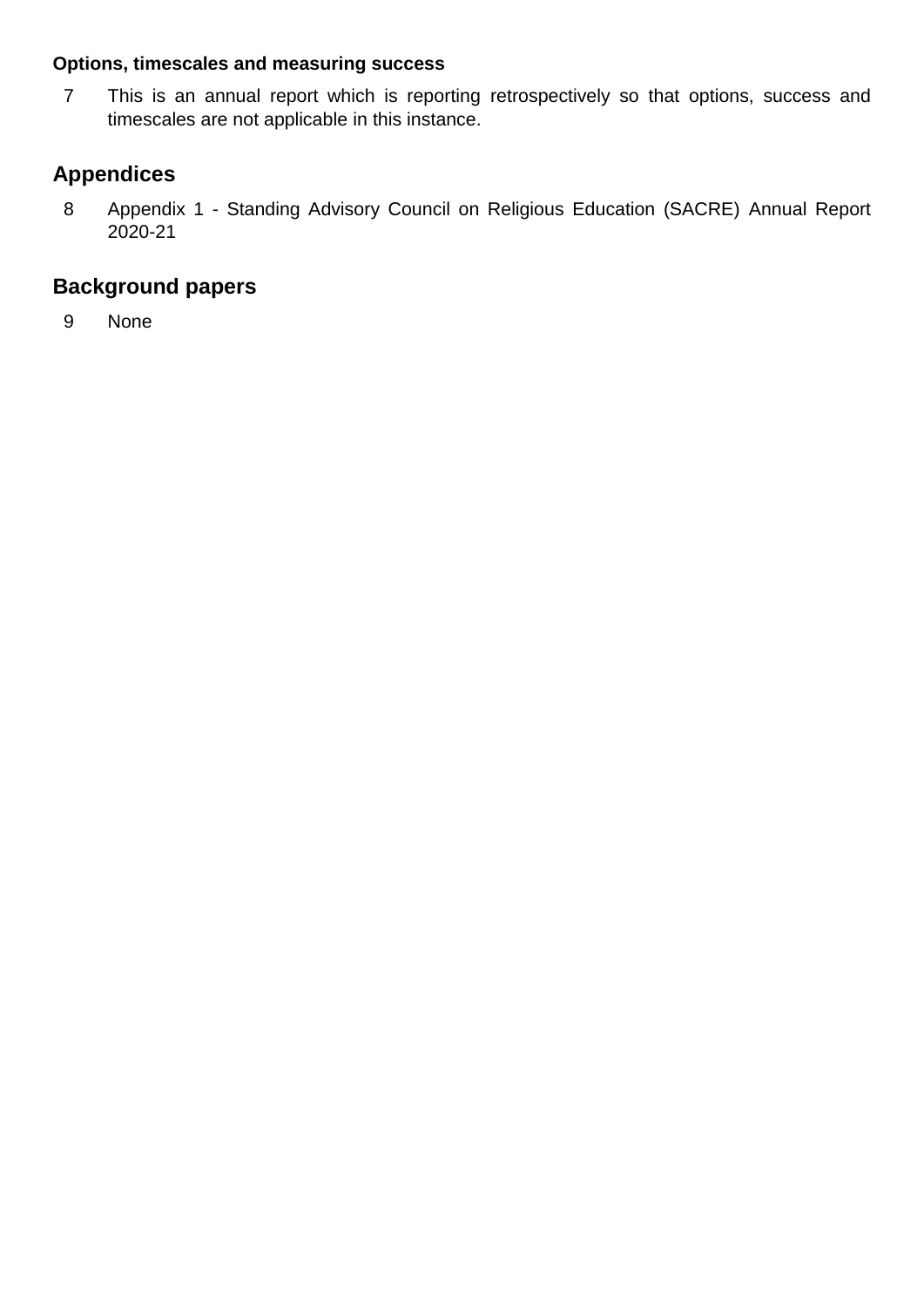**Options, timescales and measuring success**

7 This is an annual report which is reporting retrospectively so that options, success and timescales are not applicable in this instance.

## Appendices

8 Appendix 1 - Standing Advisory Council on Religious Education (SACRE) Annual Report 2020-21

## Background papers

9 None